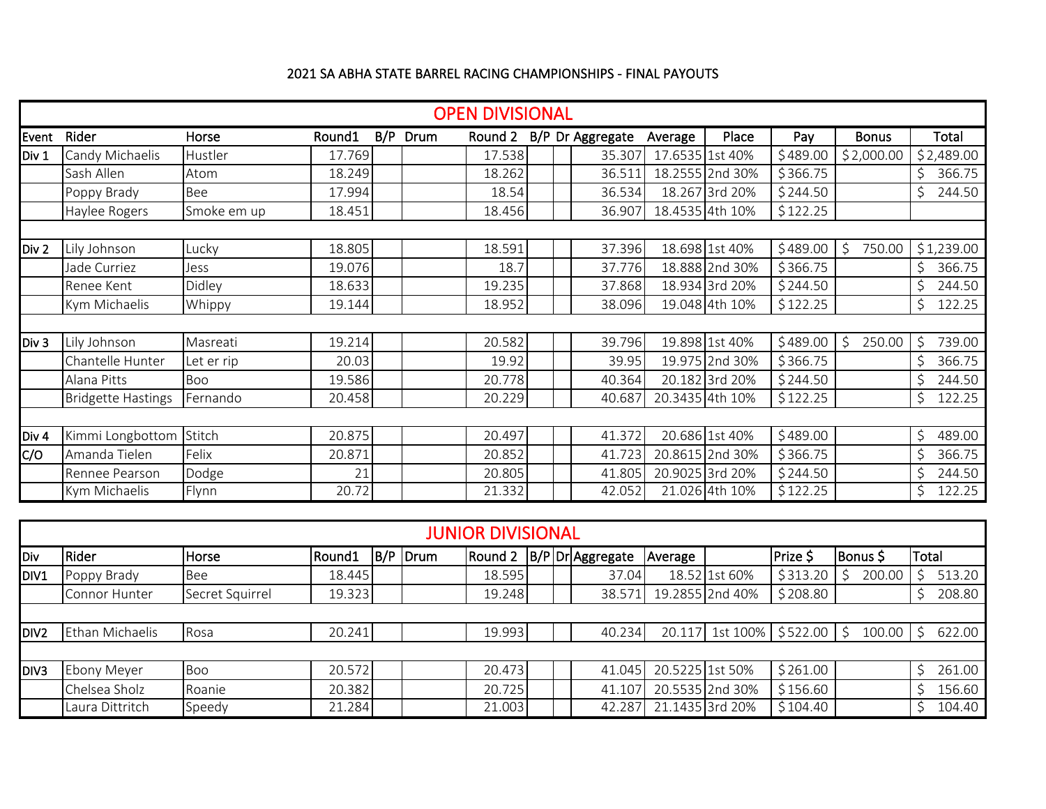# 2021 SA ABHA STATE BARREL RACING CHAMPIONSHIPS - FINAL PAYOUTS

## OPEN DIVISIONAL

| Event | Rider | Horse | Round1 | B/P | Drum | Round 2 | B/P | Dr | Aggregate | Average | Place | Pay | Bonus | Total |
|---|---|---|---|---|---|---|---|---|---|---|---|---|---|---|
| Div 1 | Candy Michaelis | Hustler | 17.769 | | | 17.538 | | | 35.307 | 17.6535 | 1st 40% | $489.00 | $2,000.00 | $2,489.00 |
| | Sash Allen | Atom | 18.249 | | | 18.262 | | | 36.511 | 18.2555 | 2nd 30% | $366.75 | | $ 366.75 |
| | Poppy Brady | Bee | 17.994 | | | 18.54 | | | 36.534 | 18.267 | 3rd 20% | $244.50 | | $ 244.50 |
| | Haylee Rogers | Smoke em up | 18.451 | | | 18.456 | | | 36.907 | 18.4535 | 4th 10% | $122.25 | | |
| | | | | | | | | | | | | | | |
| Div 2 | Lily Johnson | Lucky | 18.805 | | | 18.591 | | | 37.396 | 18.698 | 1st 40% | $489.00 | $ 750.00 | $1,239.00 |
| | Jade Curriez | Jess | 19.076 | | | 18.7 | | | 37.776 | 18.888 | 2nd 30% | $366.75 | | $ 366.75 |
| | Renee Kent | Didley | 18.633 | | | 19.235 | | | 37.868 | 18.934 | 3rd 20% | $244.50 | | $ 244.50 |
| | Kym Michaelis | Whippy | 19.144 | | | 18.952 | | | 38.096 | 19.048 | 4th 10% | $122.25 | | $ 122.25 |
| | | | | | | | | | | | | | | |
| Div 3 | Lily Johnson | Masreati | 19.214 | | | 20.582 | | | 39.796 | 19.898 | 1st 40% | $489.00 | $ 250.00 | $ 739.00 |
| | Chantelle Hunter | Let er rip | 20.03 | | | 19.92 | | | 39.95 | 19.975 | 2nd 30% | $366.75 | | $ 366.75 |
| | Alana Pitts | Boo | 19.586 | | | 20.778 | | | 40.364 | 20.182 | 3rd 20% | $244.50 | | $ 244.50 |
| | Bridgette Hastings | Fernando | 20.458 | | | 20.229 | | | 40.687 | 20.3435 | 4th 10% | $122.25 | | $ 122.25 |
| | | | | | | | | | | | | | | |
| Div 4 | Kimmi Longbottom | Stitch | 20.875 | | | 20.497 | | | 41.372 | 20.686 | 1st 40% | $489.00 | | $ 489.00 |
| C/O | Amanda Tielen | Felix | 20.871 | | | 20.852 | | | 41.723 | 20.8615 | 2nd 30% | $366.75 | | $ 366.75 |
| | Rennee Pearson | Dodge | 21 | | | 20.805 | | | 41.805 | 20.9025 | 3rd 20% | $244.50 | | $ 244.50 |
| | Kym Michaelis | Flynn | 20.72 | | | 21.332 | | | 42.052 | 21.026 | 4th 10% | $122.25 | | $ 122.25 |

## JUNIOR DIVISIONAL

| Div | Rider | Horse | Round1 | B/P | Drum | Round 2 | B/P | Dr | Aggregate | Average | | Prize $ | Bonus $ | Total |
|---|---|---|---|---|---|---|---|---|---|---|---|---|---|---|
| DIV1 | Poppy Brady | Bee | 18.445 | | | 18.595 | | | 37.04 | 18.52 | 1st 60% | $313.20 | $ 200.00 | $ 513.20 |
| | Connor Hunter | Secret Squirrel | 19.323 | | | 19.248 | | | 38.571 | 19.2855 | 2nd 40% | $208.80 | | $ 208.80 |
| | | | | | | | | | | | | | | |
| DIV2 | Ethan Michaelis | Rosa | 20.241 | | | 19.993 | | | 40.234 | 20.117 | 1st 100% | $522.00 | $ 100.00 | $ 622.00 |
| | | | | | | | | | | | | | | |
| DIV3 | Ebony Meyer | Boo | 20.572 | | | 20.473 | | | 41.045 | 20.5225 | 1st 50% | $261.00 | | $ 261.00 |
| | Chelsea Sholz | Roanie | 20.382 | | | 20.725 | | | 41.107 | 20.5535 | 2nd 30% | $156.60 | | $ 156.60 |
| | Laura Dittritch | Speedy | 21.284 | | | 21.003 | | | 42.287 | 21.1435 | 3rd 20% | $104.40 | | $ 104.40 |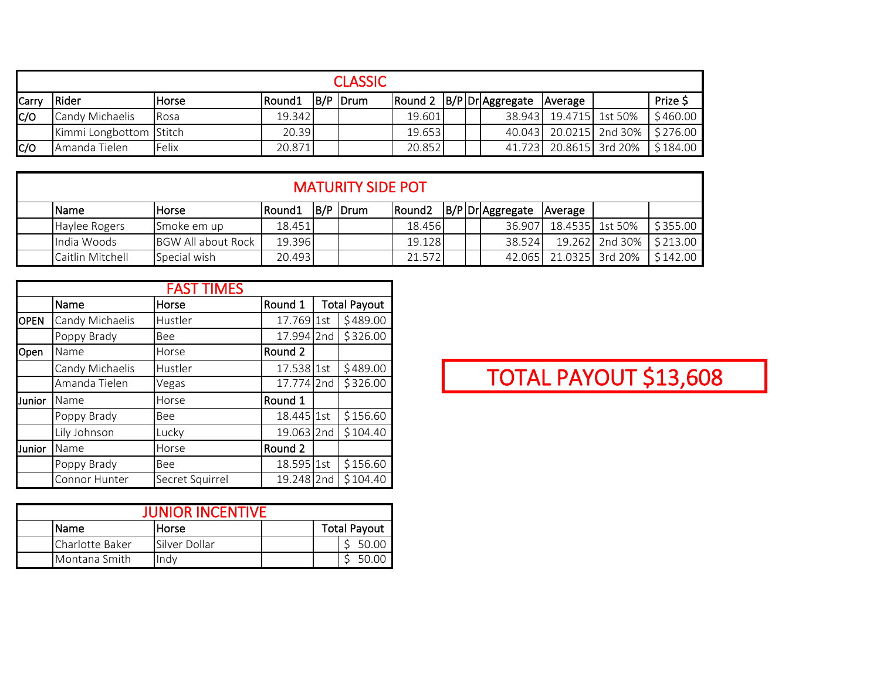## CLASSIC

| Carry | Rider | Horse | Round1 | B/P | Drum | Round 2 | B/P | Dr | Aggregate | Average | | Prize $ |
|---|---|---|---|---|---|---|---|---|---|---|---|---|
| C/O | Candy Michaelis | Rosa | 19.342 | | | 19.601 | | | 38.943 | 19.4715 | 1st 50% | $460.00 |
| | Kimmi Longbottom | Stitch | 20.39 | | | 19.653 | | | 40.043 | 20.0215 | 2nd 30% | $276.00 |
| C/O | Amanda Tielen | Felix | 20.871 | | | 20.852 | | | 41.723 | 20.8615 | 3rd 20% | $184.00 |

## MATURITY SIDE POT

| | Name | Horse | Round1 | B/P | Drum | Round2 | B/P | Dr | Aggregate | Average | | |
|---|---|---|---|---|---|---|---|---|---|---|---|---|
| | Haylee Rogers | Smoke em up | 18.451 | | | 18.456 | | | 36.907 | 18.4535 | 1st 50% | $355.00 |
| | India Woods | BGW All about Rock | 19.396 | | | 19.128 | | | 38.524 | 19.262 | 2nd 30% | $213.00 |
| | Caitlin Mitchell | Special wish | 20.493 | | | 21.572 | | | 42.065 | 21.0325 | 3rd 20% | $142.00 |

## FAST TIMES

| | Name | Horse | Round 1 | Total Payout | |
|---|---|---|---|---|---|
| OPEN | Candy Michaelis | Hustler | 17.769 | 1st | $489.00 |
| | Poppy Brady | Bee | 17.994 | 2nd | $326.00 |
| Open | Name | Horse | Round 2 | | |
| | Candy Michaelis | Hustler | 17.538 | 1st | $489.00 |
| | Amanda Tielen | Vegas | 17.774 | 2nd | $326.00 |
| Junior | Name | Horse | Round 1 | | |
| | Poppy Brady | Bee | 18.445 | 1st | $156.60 |
| | Lily Johnson | Lucky | 19.063 | 2nd | $104.40 |
| Junior | Name | Horse | Round 2 | | |
| | Poppy Brady | Bee | 18.595 | 1st | $156.60 |
| | Connor Hunter | Secret Squirrel | 19.248 | 2nd | $104.40 |

## JUNIOR INCENTIVE

| | Name | Horse | | Total Payout | |
|---|---|---|---|---|---|
| | Charlotte Baker | Silver Dollar | | | $ 50.00 |
| | Montana Smith | Indy | | | $ 50.00 |

**TOTAL PAYOUT $13,608**